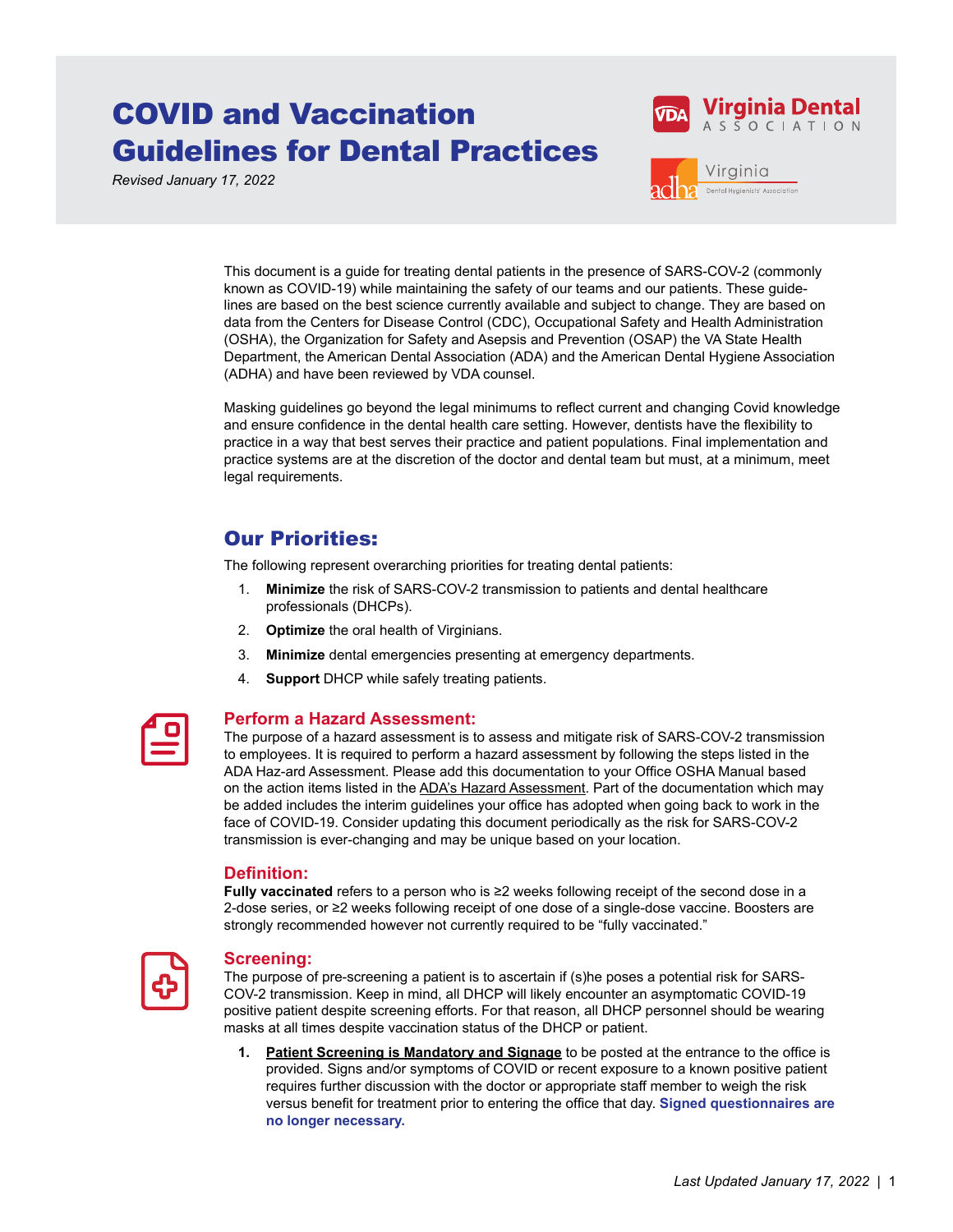# COVID and Vaccination Guidelines for Dental Practices

*Revised January 17, 2022*

Virginia Dental Association

Virginia Dental Hygienists' Association

This document is a guide for treating dental patients in the presence of SARS-COV-2 (commonly known as COVID-19) while maintaining the safety of our teams and our patients. These guidelines are based on the best science currently available and subject to change. They are based on data from the Centers for Disease Control (CDC), Occupational Safety and Health Administration (OSHA), the Organization for Safety and Asepsis and Prevention (OSAP) the VA State Health Department, the American Dental Association (ADA) and the American Dental Hygiene Association (ADHA) and have been reviewed by VDA counsel.

Masking guidelines go beyond the legal minimums to reflect current and changing Covid knowledge and ensure confidence in the dental health care setting. However, dentists have the flexibility to practice in a way that best serves their practice and patient populations. Final implementation and practice systems are at the discretion of the doctor and dental team but must, at a minimum, meet legal requirements.

## Our Priorities:

The following represent overarching priorities for treating dental patients:

1. **Minimize** the risk of SARS-COV-2 transmission to patients and dental healthcare professionals (DHCPs).
2. **Optimize** the oral health of Virginians.
3. **Minimize** dental emergencies presenting at emergency departments.
4. **Support** DHCP while safely treating patients.

### Perform a Hazard Assessment:

The purpose of a hazard assessment is to assess and mitigate risk of SARS-COV-2 transmission to employees. It is required to perform a hazard assessment by following the steps listed in the ADA Haz-ard Assessment. Please add this documentation to your Office OSHA Manual based on the action items listed in the ADA's Hazard Assessment. Part of the documentation which may be added includes the interim guidelines your office has adopted when going back to work in the face of COVID-19. Consider updating this document periodically as the risk for SARS-COV-2 transmission is ever-changing and may be unique based on your location.

### Definition:

**Fully vaccinated** refers to a person who is ≥2 weeks following receipt of the second dose in a 2-dose series, or ≥2 weeks following receipt of one dose of a single-dose vaccine. Boosters are strongly recommended however not currently required to be "fully vaccinated."

### Screening:

The purpose of pre-screening a patient is to ascertain if (s)he poses a potential risk for SARS-COV-2 transmission. Keep in mind, all DHCP will likely encounter an asymptomatic COVID-19 positive patient despite screening efforts. For that reason, all DHCP personnel should be wearing masks at all times despite vaccination status of the DHCP or patient.

1. **Patient Screening is Mandatory and Signage** to be posted at the entrance to the office is provided. Signs and/or symptoms of COVID or recent exposure to a known positive patient requires further discussion with the doctor or appropriate staff member to weigh the risk versus benefit for treatment prior to entering the office that day. **Signed questionnaires are no longer necessary.**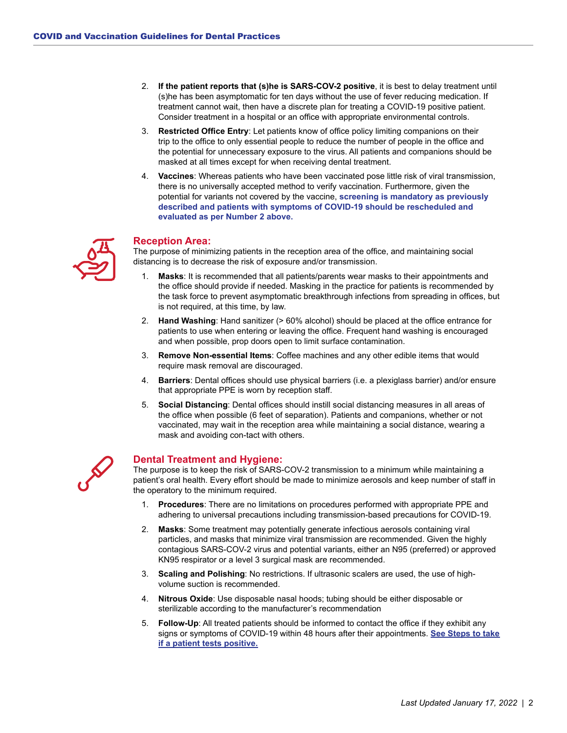2. **If the patient reports that (s)he is SARS-COV-2 positive**, it is best to delay treatment until (s)he has been asymptomatic for ten days without the use of fever reducing medication. If treatment cannot wait, then have a discrete plan for treating a COVID-19 positive patient. Consider treatment in a hospital or an office with appropriate environmental controls.
3. **Restricted Office Entry**: Let patients know of office policy limiting companions on their trip to the office to only essential people to reduce the number of people in the office and the potential for unnecessary exposure to the virus. All patients and companions should be masked at all times except for when receiving dental treatment.
4. **Vaccines**: Whereas patients who have been vaccinated pose little risk of viral transmission, there is no universally accepted method to verify vaccination. Furthermore, given the potential for variants not covered by the vaccine, **screening is mandatory as previously described and patients with symptoms of COVID-19 should be rescheduled and evaluated as per Number 2 above.**

## Reception Area:

The purpose of minimizing patients in the reception area of the office, and maintaining social distancing is to decrease the risk of exposure and/or transmission.

1. **Masks**: It is recommended that all patients/parents wear masks to their appointments and the office should provide if needed. Masking in the practice for patients is recommended by the task force to prevent asymptomatic breakthrough infections from spreading in offices, but is not required, at this time, by law.
2. **Hand Washing**: Hand sanitizer (> 60% alcohol) should be placed at the office entrance for patients to use when entering or leaving the office. Frequent hand washing is encouraged and when possible, prop doors open to limit surface contamination.
3. **Remove Non-essential Items**: Coffee machines and any other edible items that would require mask removal are discouraged.
4. **Barriers**: Dental offices should use physical barriers (i.e. a plexiglass barrier) and/or ensure that appropriate PPE is worn by reception staff.
5. **Social Distancing**: Dental offices should instill social distancing measures in all areas of the office when possible (6 feet of separation). Patients and companions, whether or not vaccinated, may wait in the reception area while maintaining a social distance, wearing a mask and avoiding con-tact with others.

## Dental Treatment and Hygiene:

The purpose is to keep the risk of SARS-COV-2 transmission to a minimum while maintaining a patient's oral health. Every effort should be made to minimize aerosols and keep number of staff in the operatory to the minimum required.

1. **Procedures**: There are no limitations on procedures performed with appropriate PPE and adhering to universal precautions including transmission-based precautions for COVID-19.
2. **Masks**: Some treatment may potentially generate infectious aerosols containing viral particles, and masks that minimize viral transmission are recommended. Given the highly contagious SARS-COV-2 virus and potential variants, either an N95 (preferred) or approved KN95 respirator or a level 3 surgical mask are recommended.
3. **Scaling and Polishing**: No restrictions. If ultrasonic scalers are used, the use of high-volume suction is recommended.
4. **Nitrous Oxide**: Use disposable nasal hoods; tubing should be either disposable or sterilizable according to the manufacturer's recommendation
5. **Follow-Up**: All treated patients should be informed to contact the office if they exhibit any signs or symptoms of COVID-19 within 48 hours after their appointments. **See Steps to take if a patient tests positive.**

*Last Updated January 17, 2022*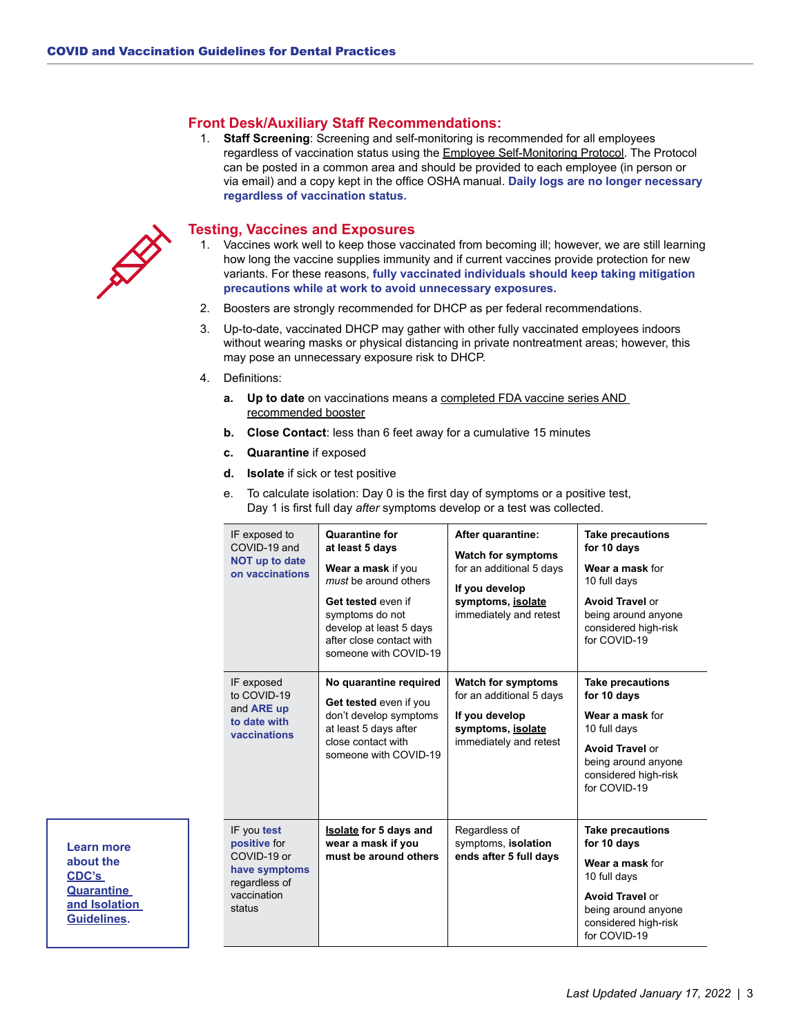## Front Desk/Auxiliary Staff Recommendations:

1. **Staff Screening**: Screening and self-monitoring is recommended for all employees regardless of vaccination status using the Employee Self-Monitoring Protocol. The Protocol can be posted in a common area and should be provided to each employee (in person or via email) and a copy kept in the office OSHA manual. **Daily logs are no longer necessary regardless of vaccination status.**

## Testing, Vaccines and Exposures

1. Vaccines work well to keep those vaccinated from becoming ill; however, we are still learning how long the vaccine supplies immunity and if current vaccines provide protection for new variants. For these reasons, **fully vaccinated individuals should keep taking mitigation precautions while at work to avoid unnecessary exposures.**
2. Boosters are strongly recommended for DHCP as per federal recommendations.
3. Up-to-date, vaccinated DHCP may gather with other fully vaccinated employees indoors without wearing masks or physical distancing in private nontreatment areas; however, this may pose an unnecessary exposure risk to DHCP.
4. Definitions:
   - **a. Up to date** on vaccinations means a completed FDA vaccine series AND recommended booster
   - **b. Close Contact**: less than 6 feet away for a cumulative 15 minutes
   - **c. Quarantine** if exposed
   - **d. Isolate** if sick or test positive
   - e. To calculate isolation: Day 0 is the first day of symptoms or a positive test, Day 1 is first full day *after* symptoms develop or a test was collected.

| | | | |
|---|---|---|---|
| IF exposed to COVID-19 and **NOT up to date on vaccinations** | **Quarantine for at least 5 days** **Wear a mask** if you *must* be around others **Get tested** even if symptoms do not develop at least 5 days after close contact with someone with COVID-19 | **After quarantine:** **Watch for symptoms** for an additional 5 days **If you develop symptoms, isolate** immediately and retest | **Take precautions for 10 days** **Wear a mask** for 10 full days **Avoid Travel** or being around anyone considered high-risk for COVID-19 |
| IF exposed to COVID-19 and **ARE up to date with vaccinations** | **No quarantine required** **Get tested** even if you don't develop symptoms at least 5 days after close contact with someone with COVID-19 | **Watch for symptoms** for an additional 5 days **If you develop symptoms, isolate** immediately and retest | **Take precautions for 10 days** **Wear a mask** for 10 full days **Avoid Travel** or being around anyone considered high-risk for COVID-19 |
| IF you **test positive** for COVID-19 or **have symptoms** regardless of vaccination status | **Isolate for 5 days and wear a mask if you must be around others** | Regardless of symptoms, **isolation ends after 5 full days** | **Take precautions for 10 days** **Wear a mask** for 10 full days **Avoid Travel** or being around anyone considered high-risk for COVID-19 |

**Learn more about the CDC's Quarantine and Isolation Guidelines.**

*Last Updated January 17, 2022*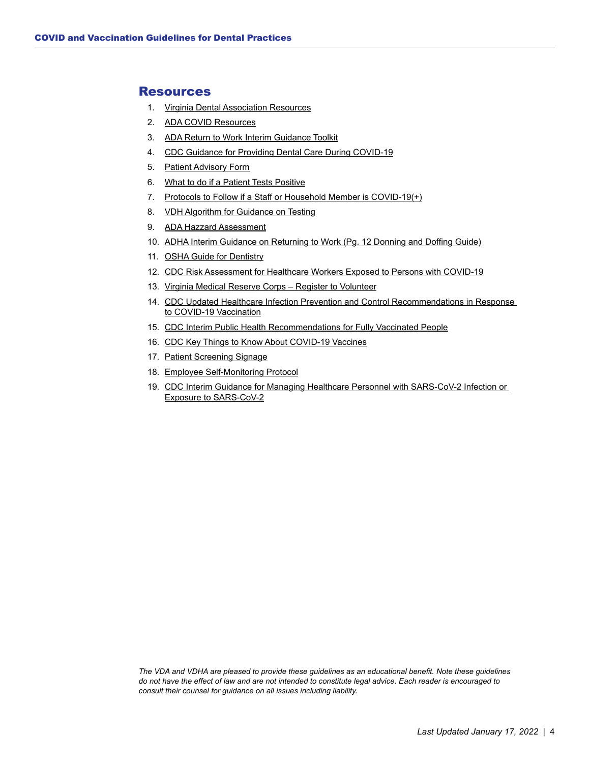## Resources

1. Virginia Dental Association Resources
2. ADA COVID Resources
3. ADA Return to Work Interim Guidance Toolkit
4. CDC Guidance for Providing Dental Care During COVID-19
5. Patient Advisory Form
6. What to do if a Patient Tests Positive
7. Protocols to Follow if a Staff or Household Member is COVID-19(+)
8. VDH Algorithm for Guidance on Testing
9. ADA Hazzard Assessment
10. ADHA Interim Guidance on Returning to Work (Pg. 12 Donning and Doffing Guide)
11. OSHA Guide for Dentistry
12. CDC Risk Assessment for Healthcare Workers Exposed to Persons with COVID-19
13. Virginia Medical Reserve Corps – Register to Volunteer
14. CDC Updated Healthcare Infection Prevention and Control Recommendations in Response to COVID-19 Vaccination
15. CDC Interim Public Health Recommendations for Fully Vaccinated People
16. CDC Key Things to Know About COVID-19 Vaccines
17. Patient Screening Signage
18. Employee Self-Monitoring Protocol
19. CDC Interim Guidance for Managing Healthcare Personnel with SARS-CoV-2 Infection or Exposure to SARS-CoV-2

*The VDA and VDHA are pleased to provide these guidelines as an educational benefit. Note these guidelines do not have the effect of law and are not intended to constitute legal advice. Each reader is encouraged to consult their counsel for guidance on all issues including liability.*

*Last Updated January 17, 2022*